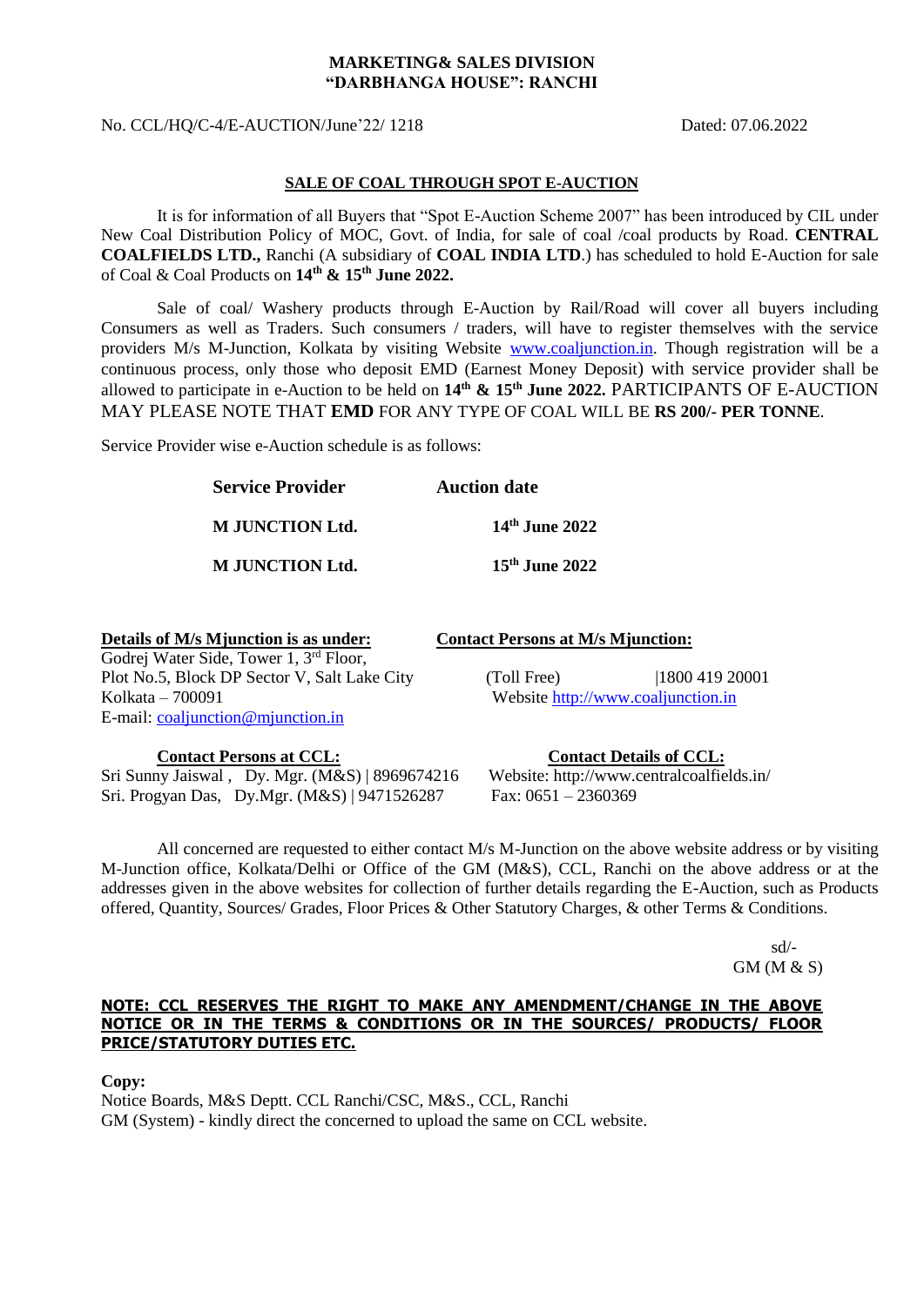**MARKETING& SALES DIVISION**
**"DARBHANGA HOUSE": RANCHI**

No. CCL/HQ/C-4/E-AUCTION/June'22/ 1218 Dated: 07.06.2022

**SALE OF COAL THROUGH SPOT E-AUCTION**

It is for information of all Buyers that "Spot E-Auction Scheme 2007" has been introduced by CIL under New Coal Distribution Policy of MOC, Govt. of India, for sale of coal /coal products by Road. **CENTRAL COALFIELDS LTD.,** Ranchi (A subsidiary of **COAL INDIA LTD**.) has scheduled to hold E-Auction for sale of Coal & Coal Products on **14th & 15th June 2022.**

Sale of coal/ Washery products through E-Auction by Rail/Road will cover all buyers including Consumers as well as Traders. Such consumers / traders, will have to register themselves with the service providers M/s M-Junction, Kolkata by visiting Website www.coaljunction.in. Though registration will be a continuous process, only those who deposit EMD (Earnest Money Deposit) with service provider shall be allowed to participate in e-Auction to be held on **14th & 15th June 2022.** PARTICIPANTS OF E-AUCTION MAY PLEASE NOTE THAT **EMD** FOR ANY TYPE OF COAL WILL BE **RS 200/- PER TONNE**.

Service Provider wise e-Auction schedule is as follows:

| Service Provider | Auction date |
|---|---|
| **M JUNCTION Ltd.** | **14th June 2022** |
| **M JUNCTION Ltd.** | **15th June 2022** |

**Details of M/s Mjunction is as under:**
Godrej Water Side, Tower 1, 3rd Floor,
Plot No.5, Block DP Sector V, Salt Lake City
Kolkata – 700091
E-mail: coaljunction@mjunction.in

**Contact Persons at M/s Mjunction:**
(Toll Free) |1800 419 20001
Website http://www.coaljunction.in

**Contact Persons at CCL:**
Sri Sunny Jaiswal , Dy. Mgr. (M&S) | 8969674216
Sri. Progyan Das, Dy.Mgr. (M&S) | 9471526287

**Contact Details of CCL:**
Website: http://www.centralcoalfields.in/
Fax: 0651 – 2360369

All concerned are requested to either contact M/s M-Junction on the above website address or by visiting M-Junction office, Kolkata/Delhi or Office of the GM (M&S), CCL, Ranchi on the above address or at the addresses given in the above websites for collection of further details regarding the E-Auction, such as Products offered, Quantity, Sources/ Grades, Floor Prices & Other Statutory Charges, & other Terms & Conditions.

sd/-
GM (M & S)

**NOTE: CCL RESERVES THE RIGHT TO MAKE ANY AMENDMENT/CHANGE IN THE ABOVE NOTICE OR IN THE TERMS & CONDITIONS OR IN THE SOURCES/ PRODUCTS/ FLOOR PRICE/STATUTORY DUTIES ETC.**

**Copy:**
Notice Boards, M&S Deptt. CCL Ranchi/CSC, M&S., CCL, Ranchi
GM (System) - kindly direct the concerned to upload the same on CCL website.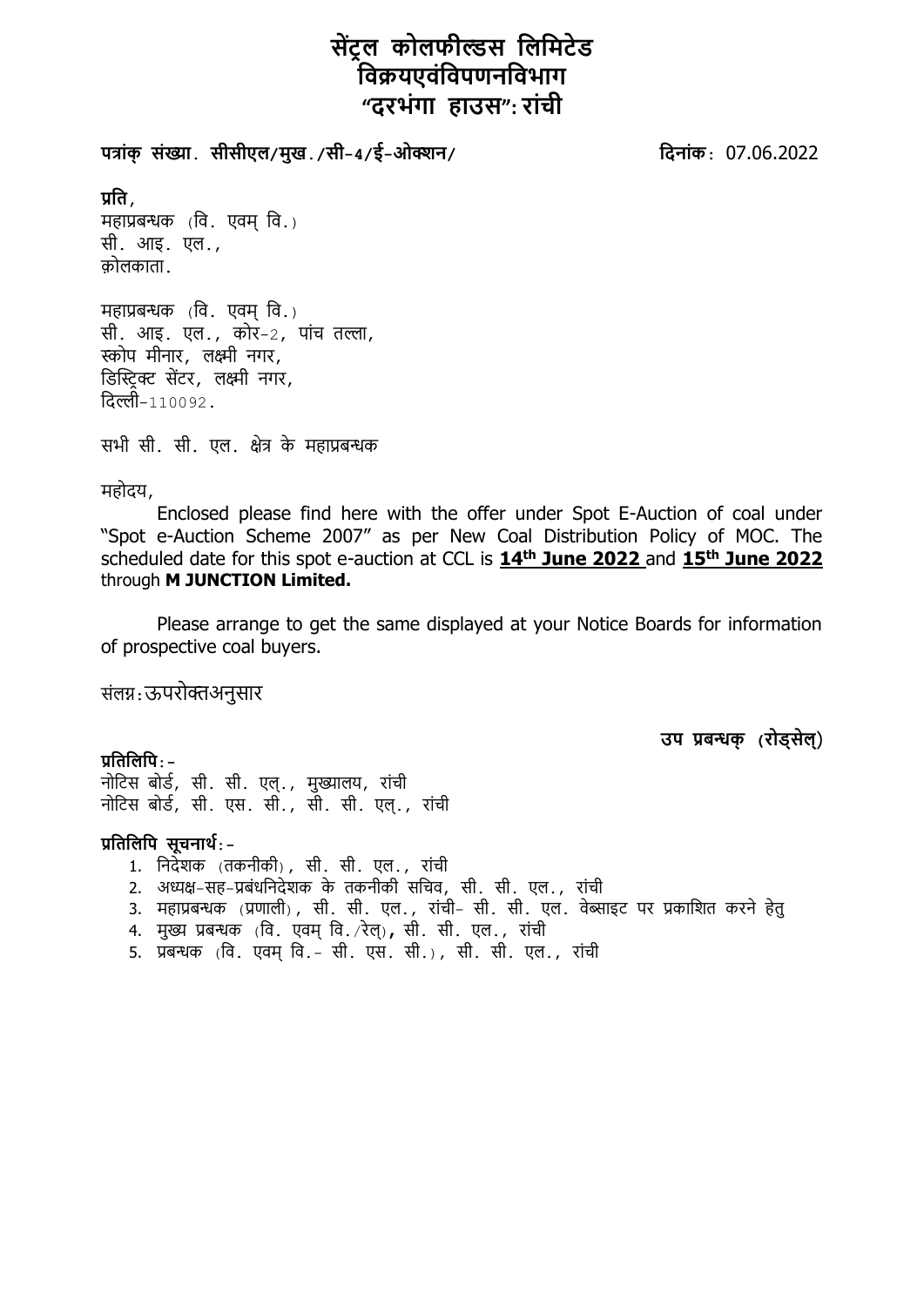# सेंट्रल कोलफील्डस लिमिटेड
## विक्रयएवंविपणनविभाग
## "दरभंगा हाउस": रांची

**पत्रांक् संख्या. सीसीएल/मुख./सी-4/ई-ओक्शन/** **दिनांक**: 07.06.2022

**प्रति**,
महाप्रबन्धक (वि. एवम् वि.)
सी. आइ. एल.,
क़ोलकाता.

महाप्रबन्धक (वि. एवम् वि.)
सी. आइ. एल., कोर-2, पांच तल्ला,
स्कोप मीनार, लक्ष्मी नगर,
डिस्ट्रिक्ट सेंटर, लक्ष्मी नगर,
दिल्ली-110092.

सभी सी. सी. एल. क्षेत्र के महाप्रबन्धक

महोदय,

Enclosed please find here with the offer under Spot E-Auction of coal under "Spot e-Auction Scheme 2007" as per New Coal Distribution Policy of MOC. The scheduled date for this spot e-auction at CCL is **14th June 2022** and **15th June 2022** through **M JUNCTION Limited.**

Please arrange to get the same displayed at your Notice Boards for information of prospective coal buyers.

संलग्न:ऊपरोक्तअनुसार

**उप प्रबन्धक् (रोड्सेल्)**

**प्रतिलिपि**:-
नोटिस बोर्ड, सी. सी. एल्., मुख्यालय, रांची
नोटिस बोर्ड, सी. एस. सी., सी. सी. एल्., रांची

**प्रतिलिपि सूचनार्थ**:-

1. निदेशक (तकनीकी), सी. सी. एल., रांची
2. अध्यक्ष-सह-प्रबंधनिदेशक के तकनीकी सचिव, सी. सी. एल., रांची
3. महाप्रबन्धक (प्रणाली), सी. सी. एल., रांची- सी. सी. एल. वेब्साइट पर प्रकाशित करने हेतु
4. मुख्य प्रबन्धक (वि. एवम् वि./रेल्), सी. सी. एल., रांची
5. प्रबन्धक (वि. एवम् वि.- सी. एस. सी.), सी. सी. एल., रांची